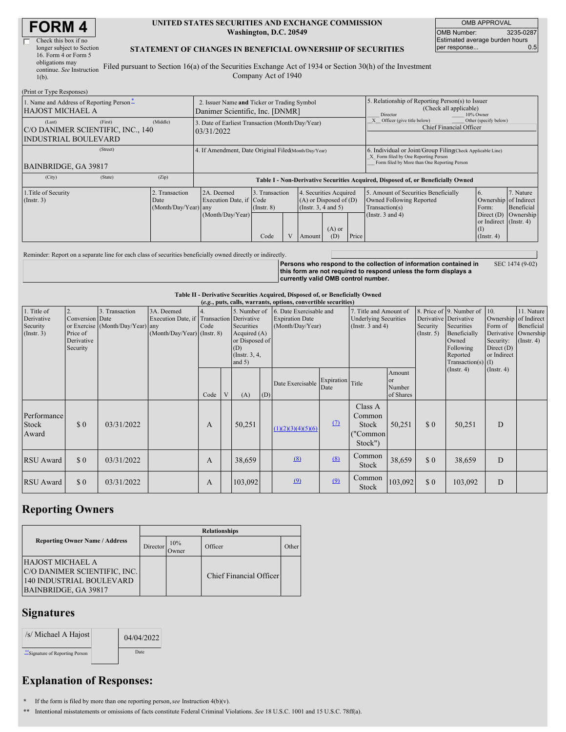# FORM 4

☐ Check this box if no longer subject to Section 16. Form 4 or Form 5 obligations may continue. *See* Instruction 1(b).

**UNITED STATES SECURITIES AND EXCHANGE COMMISSION**
**Washington, D.C. 20549**

**STATEMENT OF CHANGES IN BENEFICIAL OWNERSHIP OF SECURITIES**

Filed pursuant to Section 16(a) of the Securities Exchange Act of 1934 or Section 30(h) of the Investment Company Act of 1940

| OMB APPROVAL | |
|---|---|
| OMB Number: | 3235-0287 |
| Estimated average burden hours per response... | 0.5 |

(Print or Type Responses)

| | | |
|---|---|---|
| 1. Name and Address of Reporting Person * HAJOST MICHAEL A | 2. Issuer Name **and** Ticker or Trading Symbol Danimer Scientific, Inc. [DNMR] | 5. Relationship of Reporting Person(s) to Issuer (Check all applicable) ___ Director ___ 10% Owner _X_ Officer (give title below) ___ Other (specify below) Chief Financial Officer |
| (Last) (First) (Middle) C/O DANIMER SCIENTIFIC, INC., 140 INDUSTRIAL BOULEVARD | 3. Date of Earliest Transaction (Month/Day/Year) 03/31/2022 | |
| (Street) BAINBRIDGE, GA 39817 | 4. If Amendment, Date Original Filed (Month/Day/Year) | 6. Individual or Joint/Group Filing (Check Applicable Line) _X_ Form filed by One Reporting Person ___ Form filed by More than One Reporting Person |
| (City) (State) (Zip) | | |

**Table I - Non-Derivative Securities Acquired, Disposed of, or Beneficially Owned**

| 1.Title of Security (Instr. 3) | 2. Transaction Date (Month/Day/Year) | 2A. Deemed Execution Date, if any (Month/Day/Year) | 3. Transaction Code (Instr. 8) | | 4. Securities Acquired (A) or Disposed of (D) (Instr. 3, 4 and 5) | | | 5. Amount of Securities Beneficially Owned Following Reported Transaction(s) (Instr. 3 and 4) | 6. Ownership Form: Direct (D) or Indirect (I) (Instr. 4) | 7. Nature of Indirect Beneficial Ownership (Instr. 4) |
|---|---|---|---|---|---|---|---|---|---|---|
| | | | Code | V | Amount | (A) or (D) | Price | | | |

Reminder: Report on a separate line for each class of securities beneficially owned directly or indirectly.

**Persons who respond to the collection of information contained in this form are not required to respond unless the form displays a currently valid OMB control number.** SEC 1474 (9-02)

**Table II - Derivative Securities Acquired, Disposed of, or Beneficially Owned**
**(*e.g.*, puts, calls, warrants, options, convertible securities)**

| 1. Title of Derivative Security (Instr. 3) | 2. Conversion or Exercise Price of Derivative Security | 3. Transaction Date (Month/Day/Year) | 3A. Deemed Execution Date, if any (Month/Day/Year) | 4. Transaction Code (Instr. 8) | | 5. Number of Derivative Securities Acquired (A) or Disposed of (D) (Instr. 3, 4, and 5) | | 6. Date Exercisable and Expiration Date (Month/Day/Year) | | 7. Title and Amount of Underlying Securities (Instr. 3 and 4) | | 8. Price of Derivative Security (Instr. 5) | 9. Number of Derivative Securities Beneficially Owned Following Reported Transaction(s) (Instr. 4) | 10. Ownership Form of Derivative Security: Direct (D) or Indirect (I) (Instr. 4) | 11. Nature of Indirect Beneficial Ownership (Instr. 4) |
|---|---|---|---|---|---|---|---|---|---|---|---|---|---|---|---|
| | | | | Code | V | (A) | (D) | Date Exercisable | Expiration Date | Title | Amount or Number of Shares | | | | |
| Performance Stock Award | $ 0 | 03/31/2022 | | A | | 50,251 | | (1)(2)(3)(4)(5)(6) | (7) | Class A Common Stock ("Common Stock") | 50,251 | $ 0 | 50,251 | D | |
| RSU Award | $ 0 | 03/31/2022 | | A | | 38,659 | | (8) | (8) | Common Stock | 38,659 | $ 0 | 38,659 | D | |
| RSU Award | $ 0 | 03/31/2022 | | A | | 103,092 | | (9) | (9) | Common Stock | 103,092 | $ 0 | 103,092 | D | |

## Reporting Owners

| Reporting Owner Name / Address | Relationships | | | |
|---|---|---|---|---|
| | Director | 10% Owner | Officer | Other |
| HAJOST MICHAEL A C/O DANIMER SCIENTIFIC, INC. 140 INDUSTRIAL BOULEVARD BAINBRIDGE, GA 39817 | | | Chief Financial Officer | |

## Signatures

| | |
|---|---|
| /s/ Michael A Hajost | 04/04/2022 |
| ** Signature of Reporting Person | Date |

## Explanation of Responses:

\* If the form is filed by more than one reporting person, *see* Instruction 4(b)(v).

\*\* Intentional misstatements or omissions of facts constitute Federal Criminal Violations. *See* 18 U.S.C. 1001 and 15 U.S.C. 78ff(a).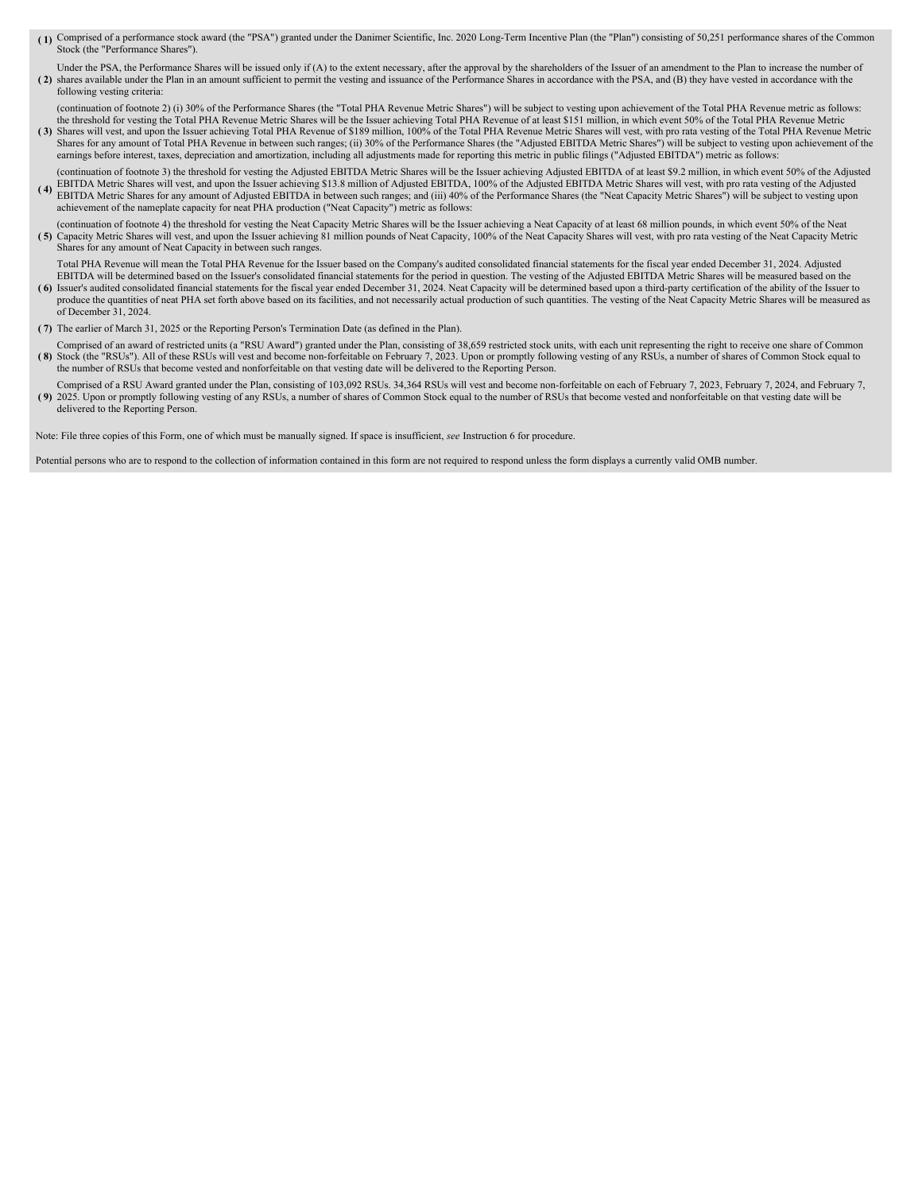(1) Comprised of a performance stock award (the "PSA") granted under the Danimer Scientific, Inc. 2020 Long-Term Incentive Plan (the "Plan") consisting of 50,251 performance shares of the Common Stock (the "Performance Shares").

(2) Under the PSA, the Performance Shares will be issued only if (A) to the extent necessary, after the approval by the shareholders of the Issuer of an amendment to the Plan to increase the number of shares available under the Plan in an amount sufficient to permit the vesting and issuance of the Performance Shares in accordance with the PSA, and (B) they have vested in accordance with the following vesting criteria:

(3) (continuation of footnote 2) (i) 30% of the Performance Shares (the "Total PHA Revenue Metric Shares") will be subject to vesting upon achievement of the Total PHA Revenue metric as follows: the threshold for vesting the Total PHA Revenue Metric Shares will be the Issuer achieving Total PHA Revenue of at least $151 million, in which event 50% of the Total PHA Revenue Metric Shares will vest, and upon the Issuer achieving Total PHA Revenue of $189 million, 100% of the Total PHA Revenue Metric Shares will vest, with pro rata vesting of the Total PHA Revenue Metric Shares for any amount of Total PHA Revenue in between such ranges; (ii) 30% of the Performance Shares (the "Adjusted EBITDA Metric Shares") will be subject to vesting upon achievement of the earnings before interest, taxes, depreciation and amortization, including all adjustments made for reporting this metric in public filings ("Adjusted EBITDA") metric as follows:

(4) (continuation of footnote 3) the threshold for vesting the Adjusted EBITDA Metric Shares will be the Issuer achieving Adjusted EBITDA of at least $9.2 million, in which event 50% of the Adjusted EBITDA Metric Shares will vest, and upon the Issuer achieving $13.8 million of Adjusted EBITDA, 100% of the Adjusted EBITDA Metric Shares will vest, with pro rata vesting of the Adjusted EBITDA Metric Shares for any amount of Adjusted EBITDA in between such ranges; and (iii) 40% of the Performance Shares (the "Neat Capacity Metric Shares") will be subject to vesting upon achievement of the nameplate capacity for neat PHA production ("Neat Capacity") metric as follows:

(5) (continuation of footnote 4) the threshold for vesting the Neat Capacity Metric Shares will be the Issuer achieving a Neat Capacity of at least 68 million pounds, in which event 50% of the Neat Capacity Metric Shares will vest, and upon the Issuer achieving 81 million pounds of Neat Capacity, 100% of the Neat Capacity Shares will vest, with pro rata vesting of the Neat Capacity Metric Shares for any amount of Neat Capacity in between such ranges.

(6) Total PHA Revenue will mean the Total PHA Revenue for the Issuer based on the Company's audited consolidated financial statements for the fiscal year ended December 31, 2024. Adjusted EBITDA will be determined based on the Issuer's consolidated financial statements for the period in question. The vesting of the Adjusted EBITDA Metric Shares will be measured based on the Issuer's audited consolidated financial statements for the fiscal year ended December 31, 2024. Neat Capacity will be determined based upon a third-party certification of the ability of the Issuer to produce the quantities of neat PHA set forth above based on its facilities, and not necessarily actual production of such quantities. The vesting of the Neat Capacity Metric Shares will be measured as of December 31, 2024.

(7) The earlier of March 31, 2025 or the Reporting Person's Termination Date (as defined in the Plan).

(8) Comprised of an award of restricted units (a "RSU Award") granted under the Plan, consisting of 38,659 restricted stock units, with each unit representing the right to receive one share of Common Stock (the "RSUs"). All of these RSUs will vest and become non-forfeitable on February 7, 2023. Upon or promptly following vesting of any RSUs, a number of shares of Common Stock equal to the number of RSUs that become vested and nonforfeitable on that vesting date will be delivered to the Reporting Person.

(9) Comprised of a RSU Award granted under the Plan, consisting of 103,092 RSUs. 34,364 RSUs will vest and become non-forfeitable on each of February 7, 2023, February 7, 2024, and February 7, 2025. Upon or promptly following vesting of any RSUs, a number of shares of Common Stock equal to the number of RSUs that become vested and nonforfeitable on that vesting date will be delivered to the Reporting Person.

Note: File three copies of this Form, one of which must be manually signed. If space is insufficient, *see* Instruction 6 for procedure.

Potential persons who are to respond to the collection of information contained in this form are not required to respond unless the form displays a currently valid OMB number.